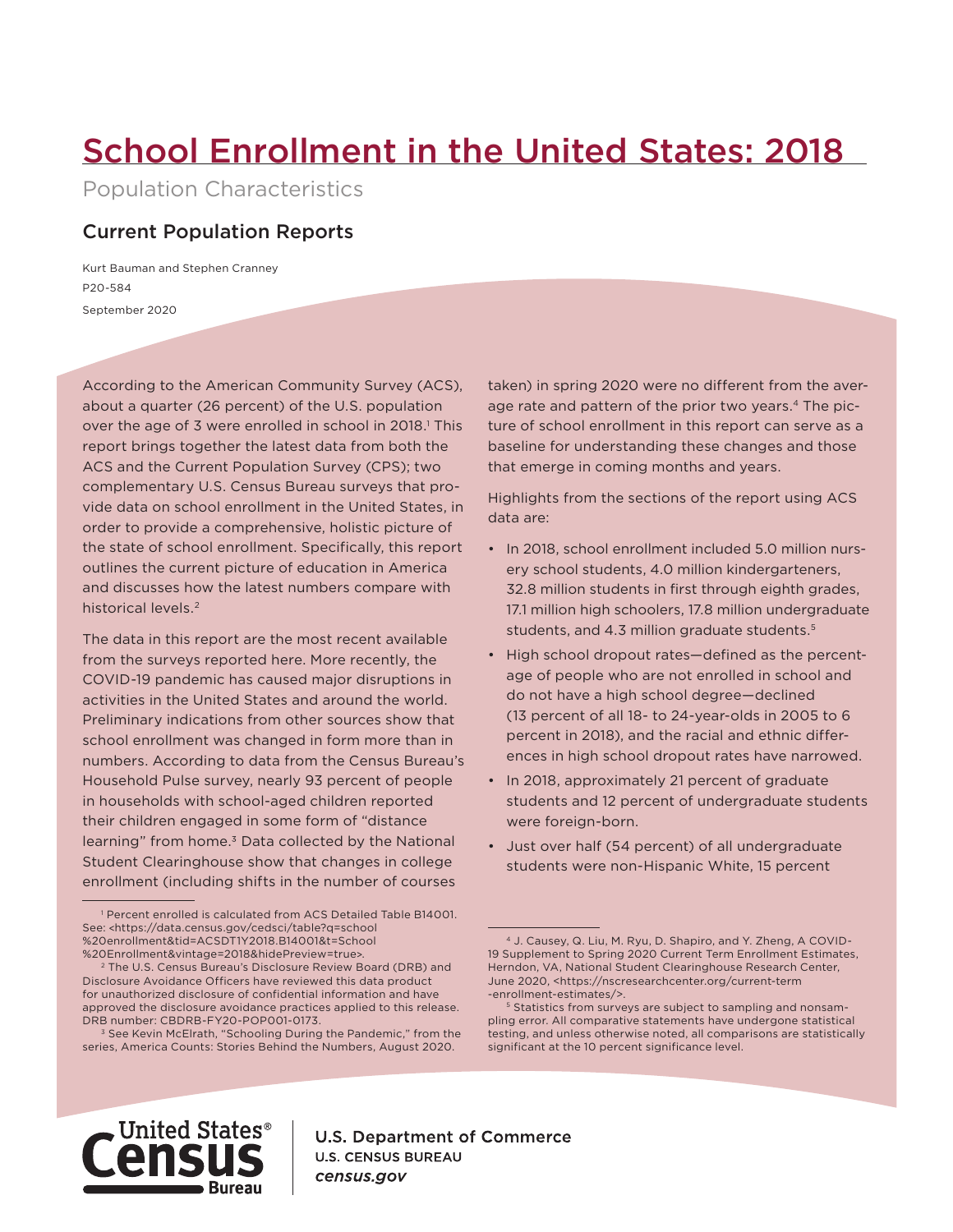# School Enrollment in the United States: 2018

Population Characteristics

## Current Population Reports

Kurt Bauman and Stephen Cranney

P20-584

September 2020

According to the American Community Survey (ACS), about a quarter (26 percent) of the U.S. population over the age of 3 were enrolled in school in 2018.[1] This report brings together the latest data from both the ACS and the Current Population Survey (CPS); two complementary U.S. Census Bureau surveys that provide data on school enrollment in the United States, in order to provide a comprehensive, holistic picture of the state of school enrollment. Specifically, this report outlines the current picture of education in America and discusses how the latest numbers compare with historical levels.[2]

The data in this report are the most recent available from the surveys reported here. More recently, the COVID-19 pandemic has caused major disruptions in activities in the United States and around the world. Preliminary indications from other sources show that school enrollment was changed in form more than in numbers. According to data from the Census Bureau's Household Pulse survey, nearly 93 percent of people in households with school-aged children reported their children engaged in some form of "distance learning" from home.[3] Data collected by the National Student Clearinghouse show that changes in college enrollment (including shifts in the number of courses taken) in spring 2020 were no different from the average rate and pattern of the prior two years.[4] The picture of school enrollment in this report can serve as a baseline for understanding these changes and those that emerge in coming months and years.

Highlights from the sections of the report using ACS data are:

- In 2018, school enrollment included 5.0 million nursery school students, 4.0 million kindergarteners, 32.8 million students in first through eighth grades, 17.1 million high schoolers, 17.8 million undergraduate students, and 4.3 million graduate students.[5]
- High school dropout rates—defined as the percentage of people who are not enrolled in school and do not have a high school degree—declined (13 percent of all 18- to 24-year-olds in 2005 to 6 percent in 2018), and the racial and ethnic differences in high school dropout rates have narrowed.
- In 2018, approximately 21 percent of graduate students and 12 percent of undergraduate students were foreign-born.
- Just over half (54 percent) of all undergraduate students were non-Hispanic White, 15 percent

[1] Percent enrolled is calculated from ACS Detailed Table B14001. See: <https://data.census.gov/cedsci/table?q=school%20enrollment&tid=ACSDT1Y2018.B14001&t=School%20Enrollment&vintage=2018&hidePreview=true>.

[2] The U.S. Census Bureau's Disclosure Review Board (DRB) and Disclosure Avoidance Officers have reviewed this data product for unauthorized disclosure of confidential information and have approved the disclosure avoidance practices applied to this release. DRB number: CBDRB-FY20-POP001-0173.

[3] See Kevin McElrath, "Schooling During the Pandemic," from the series, America Counts: Stories Behind the Numbers, August 2020.

[4] J. Causey, Q. Liu, M. Ryu, D. Shapiro, and Y. Zheng, A COVID-19 Supplement to Spring 2020 Current Term Enrollment Estimates, Herndon, VA, National Student Clearinghouse Research Center, June 2020, <https://nscresearchcenter.org/current-term-enrollment-estimates/>.

[5] Statistics from surveys are subject to sampling and nonsampling error. All comparative statements have undergone statistical testing, and unless otherwise noted, all comparisons are statistically significant at the 10 percent significance level.

U.S. Department of Commerce
U.S. CENSUS BUREAU
*census.gov*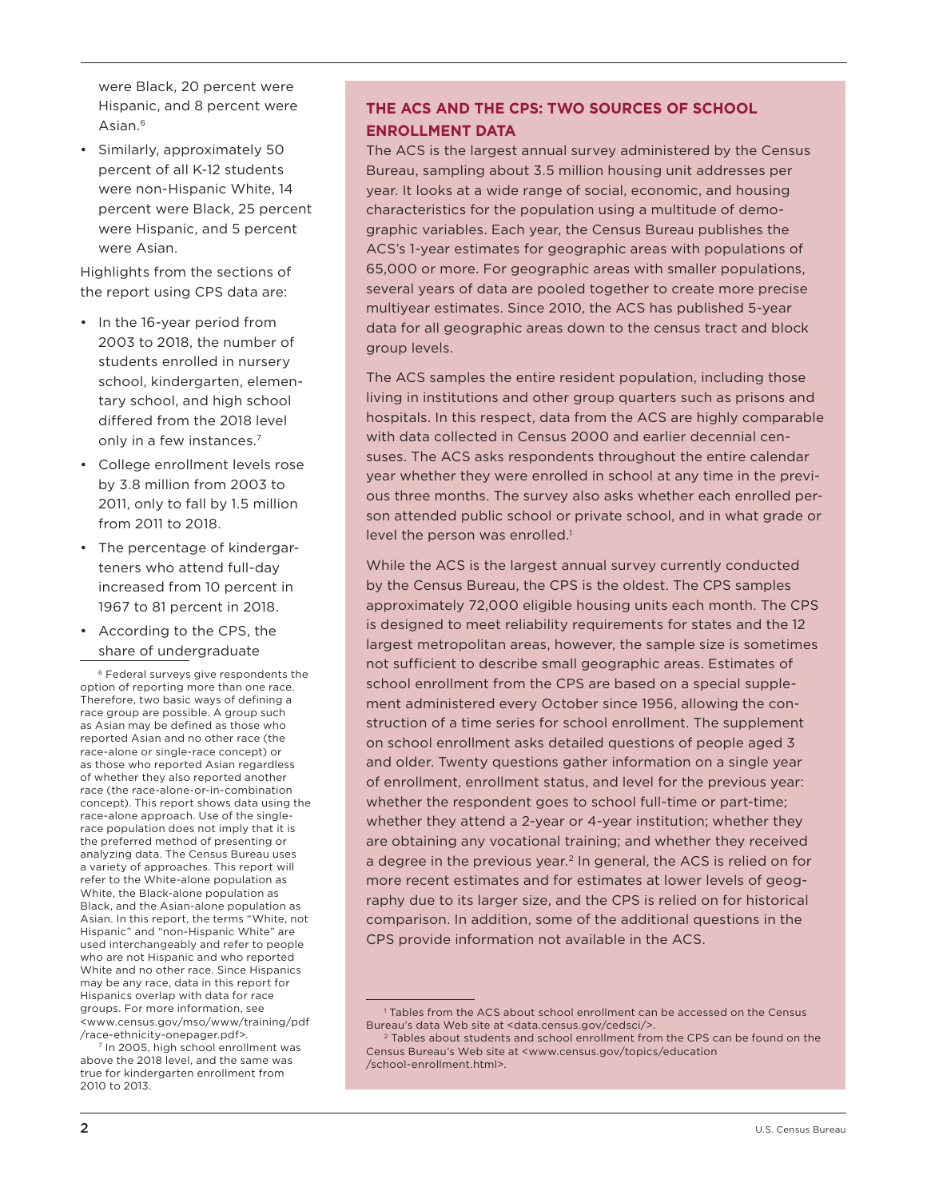were Black, 20 percent were Hispanic, and 8 percent were Asian.[6]

- Similarly, approximately 50 percent of all K-12 students were non-Hispanic White, 14 percent were Black, 25 percent were Hispanic, and 5 percent were Asian.

Highlights from the sections of the report using CPS data are:

- In the 16-year period from 2003 to 2018, the number of students enrolled in nursery school, kindergarten, elementary school, and high school differed from the 2018 level only in a few instances.[7]
- College enrollment levels rose by 3.8 million from 2003 to 2011, only to fall by 1.5 million from 2011 to 2018.
- The percentage of kindergarteners who attend full-day increased from 10 percent in 1967 to 81 percent in 2018.
- According to the CPS, the share of undergraduate

[6] Federal surveys give respondents the option of reporting more than one race. Therefore, two basic ways of defining a race group are possible. A group such as Asian may be defined as those who reported Asian and no other race (the race-alone or single-race concept) or as those who reported Asian regardless of whether they also reported another race (the race-alone-or-in-combination concept). This report shows data using the race-alone approach. Use of the single-race population does not imply that it is the preferred method of presenting or analyzing data. The Census Bureau uses a variety of approaches. This report will refer to the White-alone population as White, the Black-alone population as Black, and the Asian-alone population as Asian. In this report, the terms "White, not Hispanic" and "non-Hispanic White" are used interchangeably and refer to people who are not Hispanic and who reported White and no other race. Since Hispanics may be any race, data in this report for Hispanics overlap with data for race groups. For more information, see <www.census.gov/mso/www/training/pdf/race-ethnicity-onepager.pdf>.

[7] In 2005, high school enrollment was above the 2018 level, and the same was true for kindergarten enrollment from 2010 to 2013.

## THE ACS AND THE CPS: TWO SOURCES OF SCHOOL ENROLLMENT DATA

The ACS is the largest annual survey administered by the Census Bureau, sampling about 3.5 million housing unit addresses per year. It looks at a wide range of social, economic, and housing characteristics for the population using a multitude of demographic variables. Each year, the Census Bureau publishes the ACS's 1-year estimates for geographic areas with populations of 65,000 or more. For geographic areas with smaller populations, several years of data are pooled together to create more precise multiyear estimates. Since 2010, the ACS has published 5-year data for all geographic areas down to the census tract and block group levels.

The ACS samples the entire resident population, including those living in institutions and other group quarters such as prisons and hospitals. In this respect, data from the ACS are highly comparable with data collected in Census 2000 and earlier decennial censuses. The ACS asks respondents throughout the entire calendar year whether they were enrolled in school at any time in the previous three months. The survey also asks whether each enrolled person attended public school or private school, and in what grade or level the person was enrolled.[1]

While the ACS is the largest annual survey currently conducted by the Census Bureau, the CPS is the oldest. The CPS samples approximately 72,000 eligible housing units each month. The CPS is designed to meet reliability requirements for states and the 12 largest metropolitan areas, however, the sample size is sometimes not sufficient to describe small geographic areas. Estimates of school enrollment from the CPS are based on a special supplement administered every October since 1956, allowing the construction of a time series for school enrollment. The supplement on school enrollment asks detailed questions of people aged 3 and older. Twenty questions gather information on a single year of enrollment, enrollment status, and level for the previous year: whether the respondent goes to school full-time or part-time; whether they attend a 2-year or 4-year institution; whether they are obtaining any vocational training; and whether they received a degree in the previous year.[2] In general, the ACS is relied on for more recent estimates and for estimates at lower levels of geography due to its larger size, and the CPS is relied on for historical comparison. In addition, some of the additional questions in the CPS provide information not available in the ACS.

[1] Tables from the ACS about school enrollment can be accessed on the Census Bureau's data Web site at <data.census.gov/cedsci/>.

[2] Tables about students and school enrollment from the CPS can be found on the Census Bureau's Web site at <www.census.gov/topics/education/school-enrollment.html>.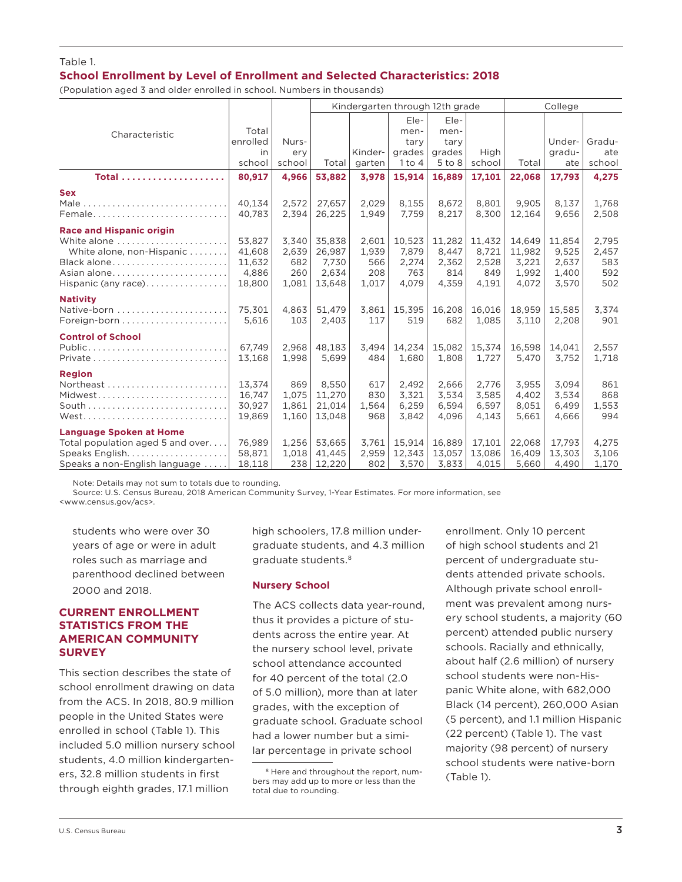Table 1.

**School Enrollment by Level of Enrollment and Selected Characteristics: 2018**

(Population aged 3 and older enrolled in school. Numbers in thousands)

| Characteristic | Total enrolled in school | Nursery school | Kindergarten through 12th grade | | | | | College | | |
|---|---|---|---|---|---|---|---|---|---|---|
| | | | Total | Kindergarten | Elementary grades 1 to 4 | Elementary grades 5 to 8 | High school | Total | Undergraduate | Graduate school |
| **Total** | **80,917** | **4,966** | **53,882** | **3,978** | **15,914** | **16,889** | **17,101** | **22,068** | **17,793** | **4,275** |
| **Sex** | | | | | | | | | | |
| Male | 40,134 | 2,572 | 27,657 | 2,029 | 8,155 | 8,672 | 8,801 | 9,905 | 8,137 | 1,768 |
| Female | 40,783 | 2,394 | 26,225 | 1,949 | 7,759 | 8,217 | 8,300 | 12,164 | 9,656 | 2,508 |
| **Race and Hispanic origin** | | | | | | | | | | |
| White alone | 53,827 | 3,340 | 35,838 | 2,601 | 10,523 | 11,282 | 11,432 | 14,649 | 11,854 | 2,795 |
| White alone, non-Hispanic | 41,608 | 2,639 | 26,987 | 1,939 | 7,879 | 8,447 | 8,721 | 11,982 | 9,525 | 2,457 |
| Black alone | 11,632 | 682 | 7,730 | 566 | 2,274 | 2,362 | 2,528 | 3,221 | 2,637 | 583 |
| Asian alone | 4,886 | 260 | 2,634 | 208 | 763 | 814 | 849 | 1,992 | 1,400 | 592 |
| Hispanic (any race) | 18,800 | 1,081 | 13,648 | 1,017 | 4,079 | 4,359 | 4,191 | 4,072 | 3,570 | 502 |
| **Nativity** | | | | | | | | | | |
| Native-born | 75,301 | 4,863 | 51,479 | 3,861 | 15,395 | 16,208 | 16,016 | 18,959 | 15,585 | 3,374 |
| Foreign-born | 5,616 | 103 | 2,403 | 117 | 519 | 682 | 1,085 | 3,110 | 2,208 | 901 |
| **Control of School** | | | | | | | | | | |
| Public | 67,749 | 2,968 | 48,183 | 3,494 | 14,234 | 15,082 | 15,374 | 16,598 | 14,041 | 2,557 |
| Private | 13,168 | 1,998 | 5,699 | 484 | 1,680 | 1,808 | 1,727 | 5,470 | 3,752 | 1,718 |
| **Region** | | | | | | | | | | |
| Northeast | 13,374 | 869 | 8,550 | 617 | 2,492 | 2,666 | 2,776 | 3,955 | 3,094 | 861 |
| Midwest | 16,747 | 1,075 | 11,270 | 830 | 3,321 | 3,534 | 3,585 | 4,402 | 3,534 | 868 |
| South | 30,927 | 1,861 | 21,014 | 1,564 | 6,259 | 6,594 | 6,597 | 8,051 | 6,499 | 1,553 |
| West | 19,869 | 1,160 | 13,048 | 968 | 3,842 | 4,096 | 4,143 | 5,661 | 4,666 | 994 |
| **Language Spoken at Home** | | | | | | | | | | |
| Total population aged 5 and over | 76,989 | 1,256 | 53,665 | 3,761 | 15,914 | 16,889 | 17,101 | 22,068 | 17,793 | 4,275 |
| Speaks English | 58,871 | 1,018 | 41,445 | 2,959 | 12,343 | 13,057 | 13,086 | 16,409 | 13,303 | 3,106 |
| Speaks a non-English language | 18,118 | 238 | 12,220 | 802 | 3,570 | 3,833 | 4,015 | 5,660 | 4,490 | 1,170 |

Note: Details may not sum to totals due to rounding.
Source: U.S. Census Bureau, 2018 American Community Survey, 1-Year Estimates. For more information, see <www.census.gov/acs>.

students who were over 30 years of age or were in adult roles such as marriage and parenthood declined between 2000 and 2018.

## CURRENT ENROLLMENT STATISTICS FROM THE AMERICAN COMMUNITY SURVEY

This section describes the state of school enrollment drawing on data from the ACS. In 2018, 80.9 million people in the United States were enrolled in school (Table 1). This included 5.0 million nursery school students, 4.0 million kindergarteners, 32.8 million students in first through eighth grades, 17.1 million high schoolers, 17.8 million undergraduate students, and 4.3 million graduate students.[8]

### Nursery School

The ACS collects data year-round, thus it provides a picture of students across the entire year. At the nursery school level, private school attendance accounted for 40 percent of the total (2.0 of 5.0 million), more than at later grades, with the exception of graduate school. Graduate school had a lower number but a similar percentage in private school enrollment. Only 10 percent of high school students and 21 percent of undergraduate students attended private schools. Although private school enrollment was prevalent among nursery school students, a majority (60 percent) attended public nursery schools. Racially and ethnically, about half (2.6 million) of nursery school students were non-Hispanic White alone, with 682,000 Black (14 percent), 260,000 Asian (5 percent), and 1.1 million Hispanic (22 percent) (Table 1). The vast majority (98 percent) of nursery school students were native-born (Table 1).

[8] Here and throughout the report, numbers may add up to more or less than the total due to rounding.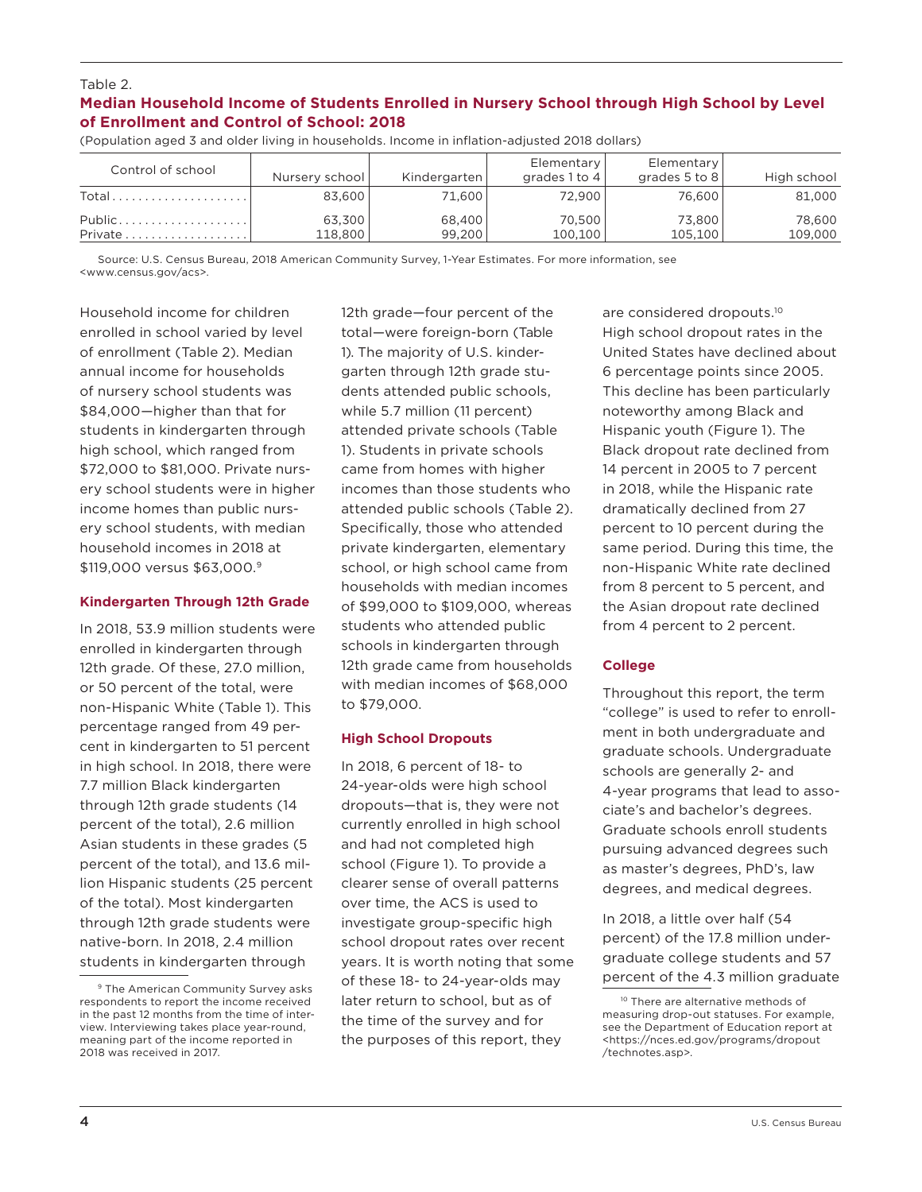Table 2.

**Median Household Income of Students Enrolled in Nursery School through High School by Level of Enrollment and Control of School: 2018**

(Population aged 3 and older living in households. Income in inflation-adjusted 2018 dollars)

| Control of school | Nursery school | Kindergarten | Elementary grades 1 to 4 | Elementary grades 5 to 8 | High school |
|---|---|---|---|---|---|
| Total | 83,600 | 71,600 | 72,900 | 76,600 | 81,000 |
| Public | 63,300 | 68,400 | 70,500 | 73,800 | 78,600 |
| Private | 118,800 | 99,200 | 100,100 | 105,100 | 109,000 |

Source: U.S. Census Bureau, 2018 American Community Survey, 1-Year Estimates. For more information, see <www.census.gov/acs>.

Household income for children enrolled in school varied by level of enrollment (Table 2). Median annual income for households of nursery school students was $84,000—higher than that for students in kindergarten through high school, which ranged from $72,000 to $81,000. Private nursery school students were in higher income homes than public nursery school students, with median household incomes in 2018 at $119,000 versus $63,000.[9]

### Kindergarten Through 12th Grade

In 2018, 53.9 million students were enrolled in kindergarten through 12th grade. Of these, 27.0 million, or 50 percent of the total, were non-Hispanic White (Table 1). This percentage ranged from 49 percent in kindergarten to 51 percent in high school. In 2018, there were 7.7 million Black kindergarten through 12th grade students (14 percent of the total), 2.6 million Asian students in these grades (5 percent of the total), and 13.6 million Hispanic students (25 percent of the total). Most kindergarten through 12th grade students were native-born. In 2018, 2.4 million students in kindergarten through 12th grade—four percent of the total—were foreign-born (Table 1). The majority of U.S. kindergarten through 12th grade students attended public schools, while 5.7 million (11 percent) attended private schools (Table 1). Students in private schools came from homes with higher incomes than those students who attended public schools (Table 2). Specifically, those who attended private kindergarten, elementary school, or high school came from households with median incomes of $99,000 to $109,000, whereas students who attended public schools in kindergarten through 12th grade came from households with median incomes of $68,000 to $79,000.

### High School Dropouts

In 2018, 6 percent of 18- to 24-year-olds were high school dropouts—that is, they were not currently enrolled in high school and had not completed high school (Figure 1). To provide a clearer sense of overall patterns over time, the ACS is used to investigate group-specific high school dropout rates over recent years. It is worth noting that some of these 18- to 24-year-olds may later return to school, but as of the time of the survey and for the purposes of this report, they are considered dropouts.[10] High school dropout rates in the United States have declined about 6 percentage points since 2005. This decline has been particularly noteworthy among Black and Hispanic youth (Figure 1). The Black dropout rate declined from 14 percent in 2005 to 7 percent in 2018, while the Hispanic rate dramatically declined from 27 percent to 10 percent during the same period. During this time, the non-Hispanic White rate declined from 8 percent to 5 percent, and the Asian dropout rate declined from 4 percent to 2 percent.

### College

Throughout this report, the term "college" is used to refer to enrollment in both undergraduate and graduate schools. Undergraduate schools are generally 2- and 4-year programs that lead to associate's and bachelor's degrees. Graduate schools enroll students pursuing advanced degrees such as master's degrees, PhD's, law degrees, and medical degrees.

In 2018, a little over half (54 percent) of the 17.8 million undergraduate college students and 57 percent of the 4.3 million graduate

---

[9] The American Community Survey asks respondents to report the income received in the past 12 months from the time of interview. Interviewing takes place year-round, meaning part of the income reported in 2018 was received in 2017.

[10] There are alternative methods of measuring drop-out statuses. For example, see the Department of Education report at <https://nces.ed.gov/programs/dropout/technotes.asp>.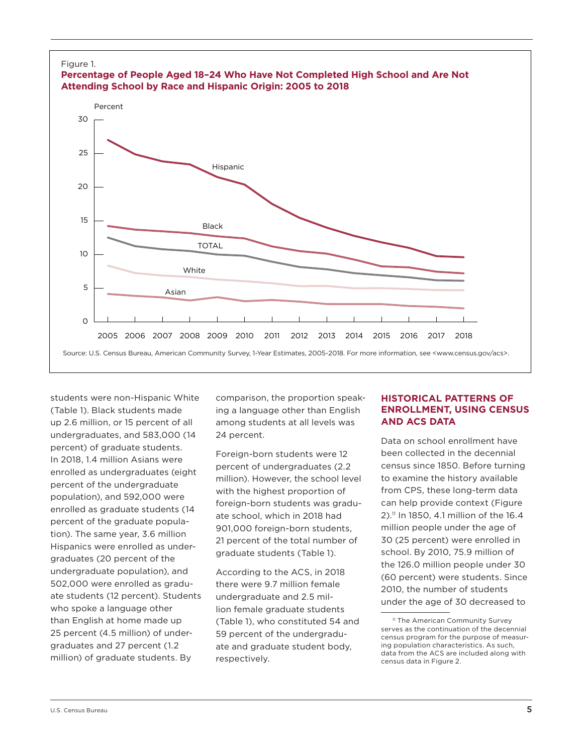Figure 1.

**Percentage of People Aged 18–24 Who Have Not Completed High School and Are Not Attending School by Race and Hispanic Origin: 2005 to 2018**

Source: U.S. Census Bureau, American Community Survey, 1-Year Estimates, 2005-2018. For more information, see <www.census.gov/acs>.

students were non-Hispanic White (Table 1). Black students made up 2.6 million, or 15 percent of all undergraduates, and 583,000 (14 percent) of graduate students. In 2018, 1.4 million Asians were enrolled as undergraduates (eight percent of the undergraduate population), and 592,000 were enrolled as graduate students (14 percent of the graduate population). The same year, 3.6 million Hispanics were enrolled as undergraduates (20 percent of the undergraduate population), and 502,000 were enrolled as graduate students (12 percent). Students who spoke a language other than English at home made up 25 percent (4.5 million) of undergraduates and 27 percent (1.2 million) of graduate students. By comparison, the proportion speaking a language other than English among students at all levels was 24 percent.

Foreign-born students were 12 percent of undergraduates (2.2 million). However, the school level with the highest proportion of foreign-born students was graduate school, which in 2018 had 901,000 foreign-born students, 21 percent of the total number of graduate students (Table 1).

According to the ACS, in 2018 there were 9.7 million female undergraduate and 2.5 million female graduate students (Table 1), who constituted 54 and 59 percent of the undergraduate and graduate student body, respectively.

## HISTORICAL PATTERNS OF ENROLLMENT, USING CENSUS AND ACS DATA

Data on school enrollment have been collected in the decennial census since 1850. Before turning to examine the history available from CPS, these long-term data can help provide context (Figure 2).[11] In 1850, 4.1 million of the 16.4 million people under the age of 30 (25 percent) were enrolled in school. By 2010, 75.9 million of the 126.0 million people under 30 (60 percent) were students. Since 2010, the number of students under the age of 30 decreased to

[11] The American Community Survey serves as the continuation of the decennial census program for the purpose of measuring population characteristics. As such, data from the ACS are included along with census data in Figure 2.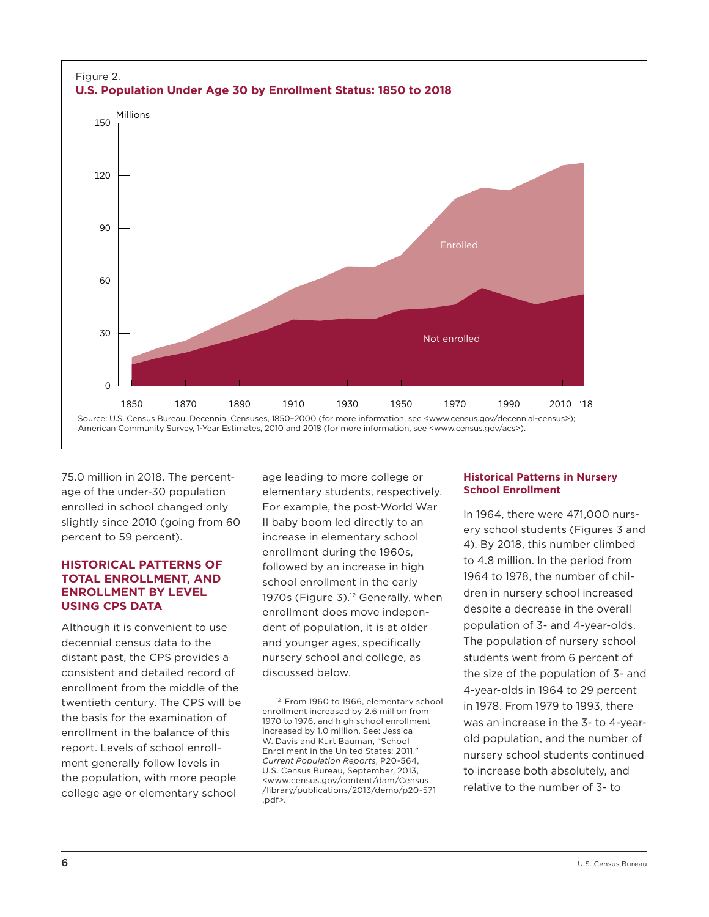Figure 2.
**U.S. Population Under Age 30 by Enrollment Status: 1850 to 2018**

Source: U.S. Census Bureau, Decennial Censuses, 1850–2000 (for more information, see <www.census.gov/decennial-census>); American Community Survey, 1-Year Estimates, 2010 and 2018 (for more information, see <www.census.gov/acs>).

75.0 million in 2018. The percentage of the under-30 population enrolled in school changed only slightly since 2010 (going from 60 percent to 59 percent).

## HISTORICAL PATTERNS OF TOTAL ENROLLMENT, AND ENROLLMENT BY LEVEL USING CPS DATA

Although it is convenient to use decennial census data to the distant past, the CPS provides a consistent and detailed record of enrollment from the middle of the twentieth century. The CPS will be the basis for the examination of enrollment in the balance of this report. Levels of school enrollment generally follow levels in the population, with more people college age or elementary school age leading to more college or elementary students, respectively. For example, the post-World War II baby boom led directly to an increase in elementary school enrollment during the 1960s, followed by an increase in high school enrollment in the early 1970s (Figure 3).[12] Generally, when enrollment does move independent of population, it is at older and younger ages, specifically nursery school and college, as discussed below.

[12] From 1960 to 1966, elementary school enrollment increased by 2.6 million from 1970 to 1976, and high school enrollment increased by 1.0 million. See: Jessica W. Davis and Kurt Bauman, "School Enrollment in the United States: 2011." *Current Population Reports*, P20-564, U.S. Census Bureau, September, 2013, <www.census.gov/content/dam/Census/library/publications/2013/demo/p20-571.pdf>.

### Historical Patterns in Nursery School Enrollment

In 1964, there were 471,000 nursery school students (Figures 3 and 4). By 2018, this number climbed to 4.8 million. In the period from 1964 to 1978, the number of children in nursery school increased despite a decrease in the overall population of 3- and 4-year-olds. The population of nursery school students went from 6 percent of the size of the population of 3- and 4-year-olds in 1964 to 29 percent in 1978. From 1979 to 1993, there was an increase in the 3- to 4-year-old population, and the number of nursery school students continued to increase both absolutely, and relative to the number of 3- to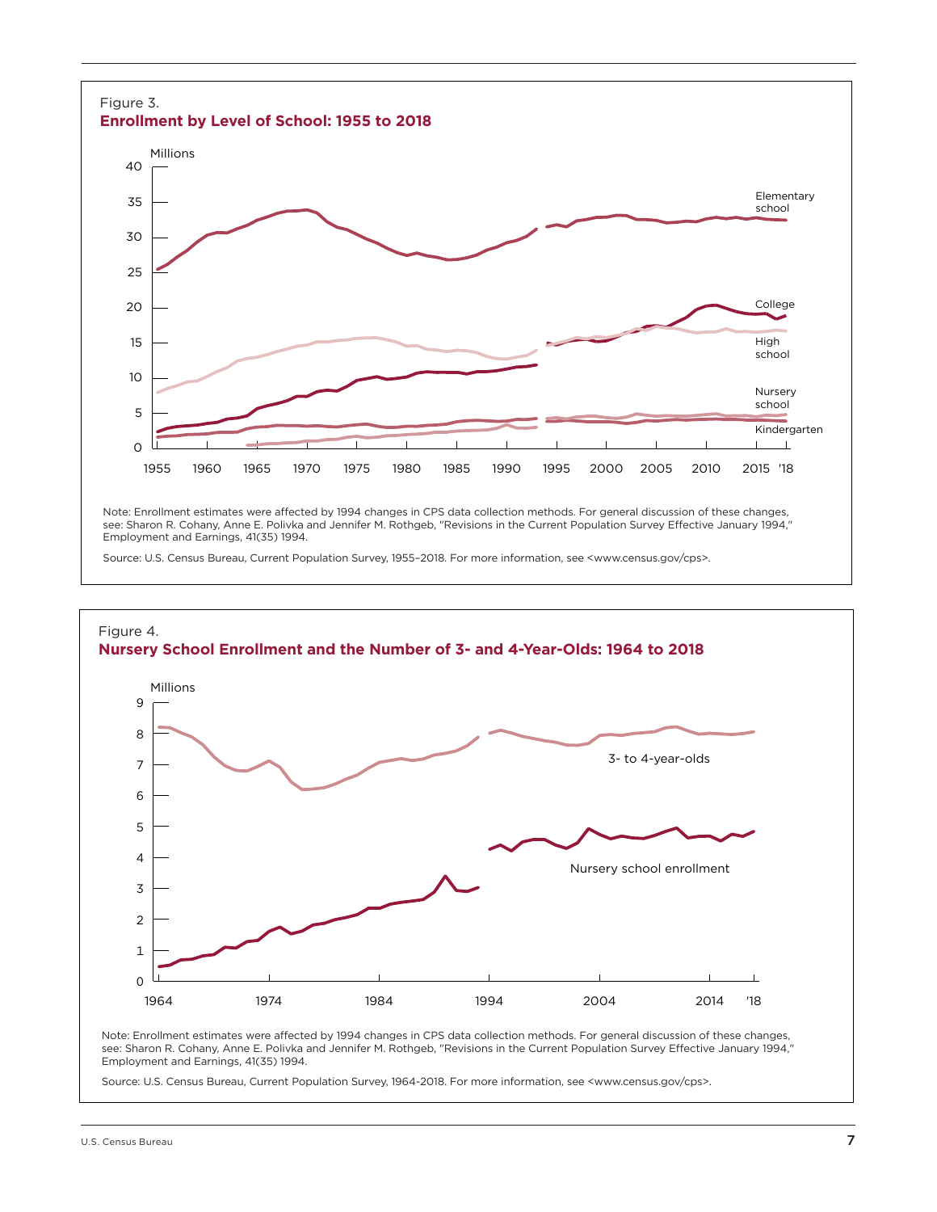Figure 3.

**Enrollment by Level of School: 1955 to 2018**

Note: Enrollment estimates were affected by 1994 changes in CPS data collection methods. For general discussion of these changes, see: Sharon R. Cohany, Anne E. Polivka and Jennifer M. Rothgeb, "Revisions in the Current Population Survey Effective January 1994," Employment and Earnings, 41(35) 1994.

Source: U.S. Census Bureau, Current Population Survey, 1955–2018. For more information, see <www.census.gov/cps>.

Figure 4.

**Nursery School Enrollment and the Number of 3- and 4-Year-Olds: 1964 to 2018**

Note: Enrollment estimates were affected by 1994 changes in CPS data collection methods. For general discussion of these changes, see: Sharon R. Cohany, Anne E. Polivka and Jennifer M. Rothgeb, "Revisions in the Current Population Survey Effective January 1994," Employment and Earnings, 41(35) 1994.

Source: U.S. Census Bureau, Current Population Survey, 1964-2018. For more information, see <www.census.gov/cps>.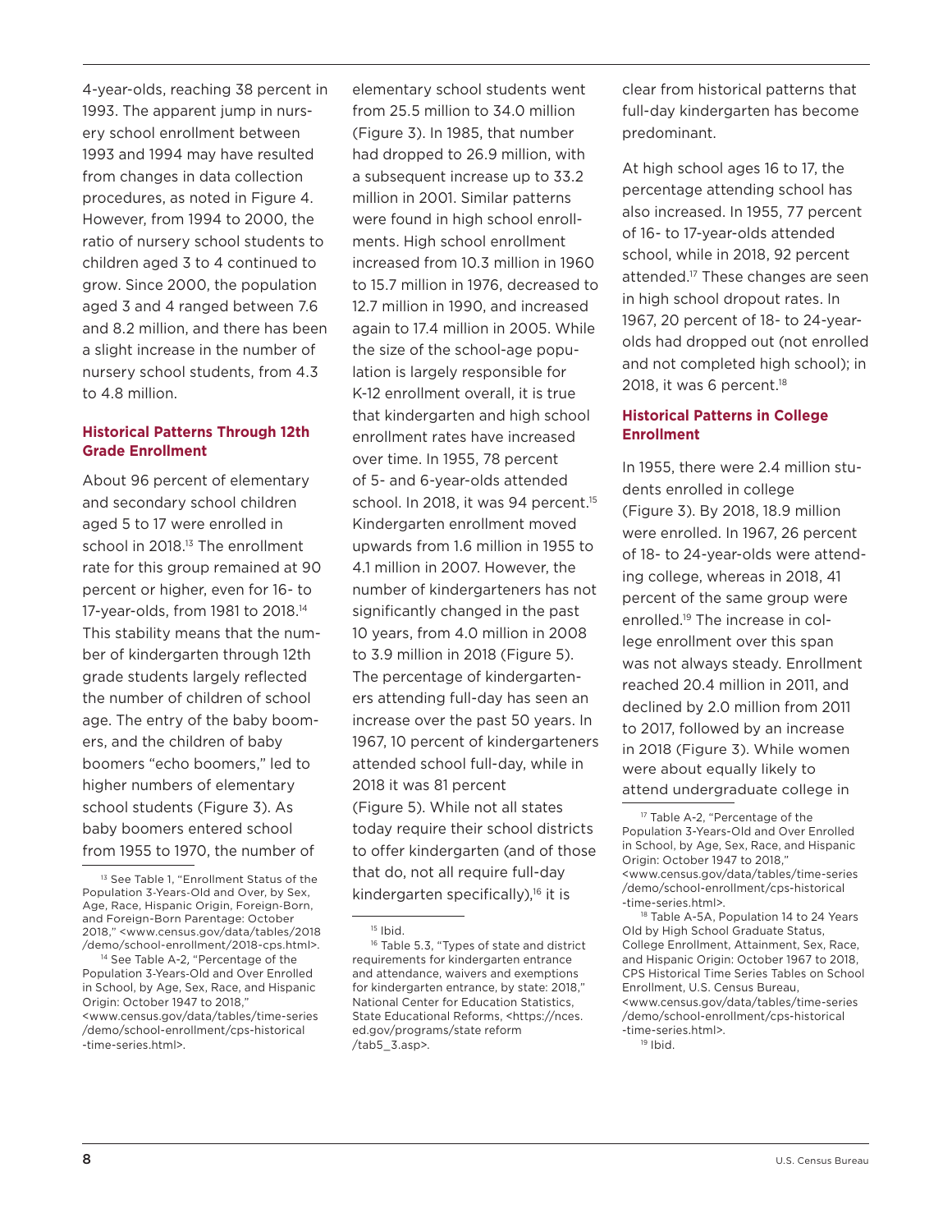4-year-olds, reaching 38 percent in 1993. The apparent jump in nursery school enrollment between 1993 and 1994 may have resulted from changes in data collection procedures, as noted in Figure 4. However, from 1994 to 2000, the ratio of nursery school students to children aged 3 to 4 continued to grow. Since 2000, the population aged 3 and 4 ranged between 7.6 and 8.2 million, and there has been a slight increase in the number of nursery school students, from 4.3 to 4.8 million.

### Historical Patterns Through 12th Grade Enrollment

About 96 percent of elementary and secondary school children aged 5 to 17 were enrolled in school in 2018.[13] The enrollment rate for this group remained at 90 percent or higher, even for 16- to 17-year-olds, from 1981 to 2018.[14] This stability means that the number of kindergarten through 12th grade students largely reflected the number of children of school age. The entry of the baby boomers, and the children of baby boomers "echo boomers," led to higher numbers of elementary school students (Figure 3). As baby boomers entered school from 1955 to 1970, the number of elementary school students went from 25.5 million to 34.0 million (Figure 3). In 1985, that number had dropped to 26.9 million, with a subsequent increase up to 33.2 million in 2001. Similar patterns were found in high school enrollments. High school enrollment increased from 10.3 million in 1960 to 15.7 million in 1976, decreased to 12.7 million in 1990, and increased again to 17.4 million in 2005. While the size of the school-age population is largely responsible for K-12 enrollment overall, it is true that kindergarten and high school enrollment rates have increased over time. In 1955, 78 percent of 5- and 6-year-olds attended school. In 2018, it was 94 percent.[15] Kindergarten enrollment moved upwards from 1.6 million in 1955 to 4.1 million in 2007. However, the number of kindergarteners has not significantly changed in the past 10 years, from 4.0 million in 2008 to 3.9 million in 2018 (Figure 5). The percentage of kindergarteners attending full-day has seen an increase over the past 50 years. In 1967, 10 percent of kindergarteners attended school full-day, while in 2018 it was 81 percent (Figure 5). While not all states today require their school districts to offer kindergarten (and of those that do, not all require full-day kindergarten specifically),[16] it is clear from historical patterns that full-day kindergarten has become predominant.

At high school ages 16 to 17, the percentage attending school has also increased. In 1955, 77 percent of 16- to 17-year-olds attended school, while in 2018, 92 percent attended.[17] These changes are seen in high school dropout rates. In 1967, 20 percent of 18- to 24-year-olds had dropped out (not enrolled and not completed high school); in 2018, it was 6 percent.[18]

### Historical Patterns in College Enrollment

In 1955, there were 2.4 million students enrolled in college (Figure 3). By 2018, 18.9 million were enrolled. In 1967, 26 percent of 18- to 24-year-olds were attending college, whereas in 2018, 41 percent of the same group were enrolled.[19] The increase in college enrollment over this span was not always steady. Enrollment reached 20.4 million in 2011, and declined by 2.0 million from 2011 to 2017, followed by an increase in 2018 (Figure 3). While women were about equally likely to attend undergraduate college in

---

[13] See Table 1, "Enrollment Status of the Population 3-Years-Old and Over, by Sex, Age, Race, Hispanic Origin, Foreign-Born, and Foreign-Born Parentage: October 2018," <www.census.gov/data/tables/2018/demo/school-enrollment/2018-cps.html>.

[14] See Table A-2, "Percentage of the Population 3-Years-Old and Over Enrolled in School, by Age, Sex, Race, and Hispanic Origin: October 1947 to 2018," <www.census.gov/data/tables/time-series/demo/school-enrollment/cps-historical-time-series.html>.

[15] Ibid.

[16] Table 5.3, "Types of state and district requirements for kindergarten entrance and attendance, waivers and exemptions for kindergarten entrance, by state: 2018," National Center for Education Statistics, State Educational Reforms, <https://nces.ed.gov/programs/state reform/tab5_3.asp>.

[17] Table A-2, "Percentage of the Population 3-Years-Old and Over Enrolled in School, by Age, Sex, Race, and Hispanic Origin: October 1947 to 2018," <www.census.gov/data/tables/time-series/demo/school-enrollment/cps-historical-time-series.html>.

[18] Table A-5A, Population 14 to 24 Years Old by High School Graduate Status, College Enrollment, Attainment, Sex, Race, and Hispanic Origin: October 1967 to 2018, CPS Historical Time Series Tables on School Enrollment, U.S. Census Bureau, <www.census.gov/data/tables/time-series/demo/school-enrollment/cps-historical-time-series.html>.

[19] Ibid.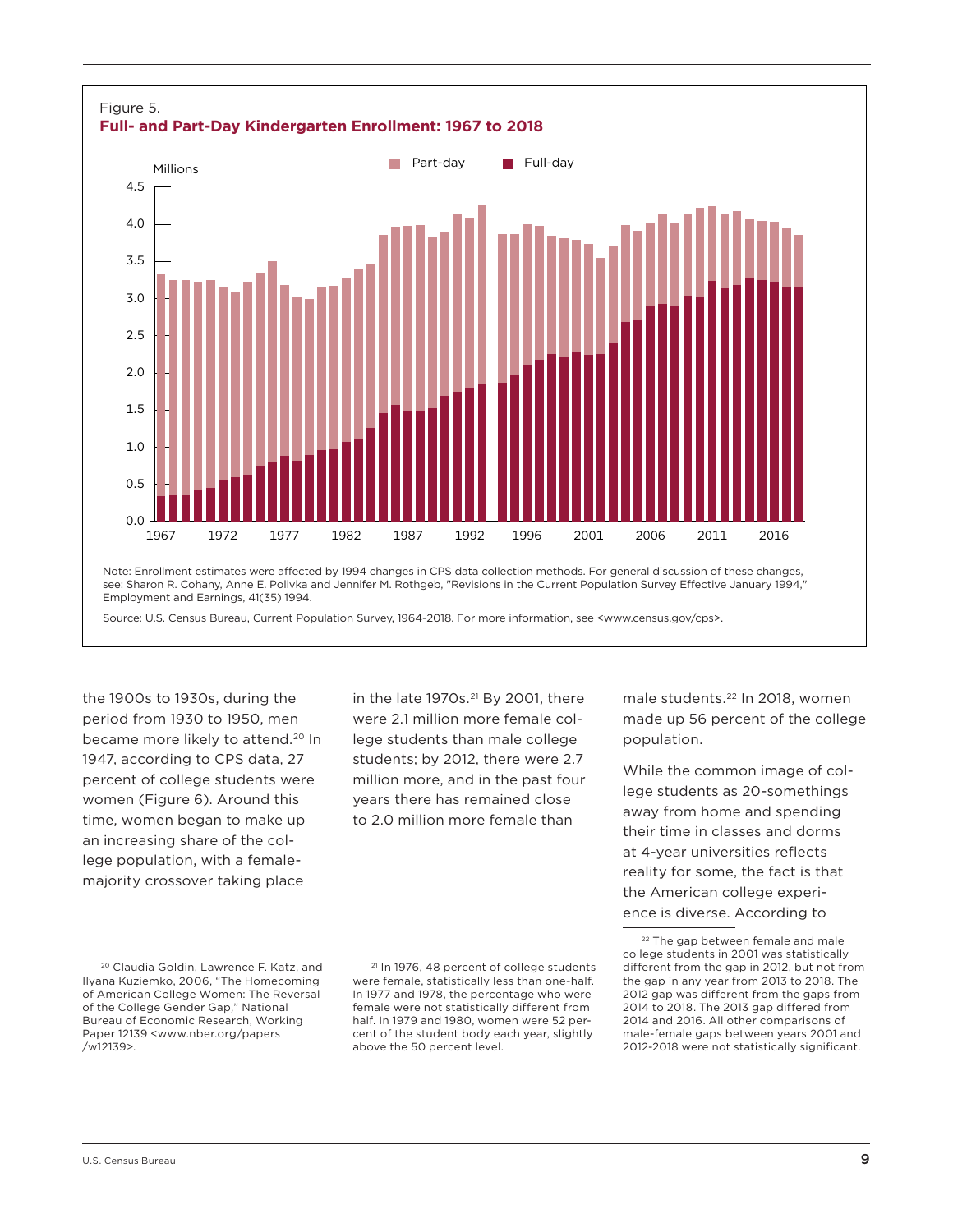Figure 5.

**Full- and Part-Day Kindergarten Enrollment: 1967 to 2018**

Note: Enrollment estimates were affected by 1994 changes in CPS data collection methods. For general discussion of these changes, see: Sharon R. Cohany, Anne E. Polivka and Jennifer M. Rothgeb, "Revisions in the Current Population Survey Effective January 1994," Employment and Earnings, 41(35) 1994.

Source: U.S. Census Bureau, Current Population Survey, 1964-2018. For more information, see <www.census.gov/cps>.

the 1900s to 1930s, during the period from 1930 to 1950, men became more likely to attend.[20] In 1947, according to CPS data, 27 percent of college students were women (Figure 6). Around this time, women began to make up an increasing share of the college population, with a female-majority crossover taking place in the late 1970s.[21] By 2001, there were 2.1 million more female college students than male college students; by 2012, there were 2.7 million more, and in the past four years there has remained close to 2.0 million more female than male students.[22] In 2018, women made up 56 percent of the college population.

While the common image of college students as 20-somethings away from home and spending their time in classes and dorms at 4-year universities reflects reality for some, the fact is that the American college experience is diverse. According to

[20] Claudia Goldin, Lawrence F. Katz, and Ilyana Kuziemko, 2006, "The Homecoming of American College Women: The Reversal of the College Gender Gap," National Bureau of Economic Research, Working Paper 12139 <www.nber.org/papers/w12139>.

[21] In 1976, 48 percent of college students were female, statistically less than one-half. In 1977 and 1978, the percentage who were female were not statistically different from half. In 1979 and 1980, women were 52 percent of the student body each year, slightly above the 50 percent level.

[22] The gap between female and male college students in 2001 was statistically different from the gap in 2012, but not from the gap in any year from 2013 to 2018. The 2012 gap was different from the gaps from 2014 to 2018. The 2013 gap differed from 2014 and 2016. All other comparisons of male-female gaps between years 2001 and 2012-2018 were not statistically significant.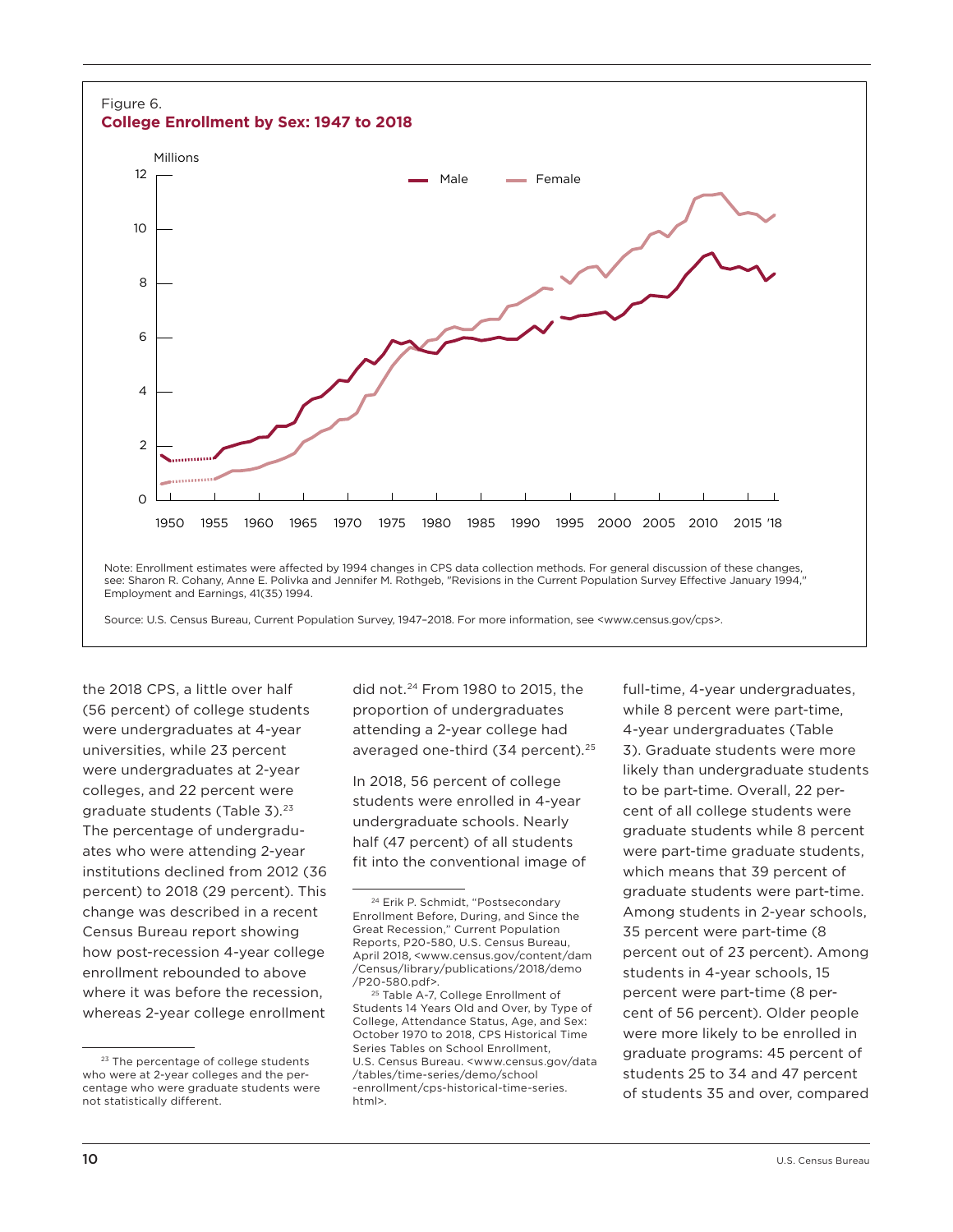Figure 6.
**College Enrollment by Sex: 1947 to 2018**

Note: Enrollment estimates were affected by 1994 changes in CPS data collection methods. For general discussion of these changes, see: Sharon R. Cohany, Anne E. Polivka and Jennifer M. Rothgeb, "Revisions in the Current Population Survey Effective January 1994," Employment and Earnings, 41(35) 1994.

Source: U.S. Census Bureau, Current Population Survey, 1947–2018. For more information, see <www.census.gov/cps>.

the 2018 CPS, a little over half (56 percent) of college students were undergraduates at 4-year universities, while 23 percent were undergraduates at 2-year colleges, and 22 percent were graduate students (Table 3).[23] The percentage of undergraduates who were attending 2-year institutions declined from 2012 (36 percent) to 2018 (29 percent). This change was described in a recent Census Bureau report showing how post-recession 4-year college enrollment rebounded to above where it was before the recession, whereas 2-year college enrollment did not.[24] From 1980 to 2015, the proportion of undergraduates attending a 2-year college had averaged one-third (34 percent).[25]

In 2018, 56 percent of college students were enrolled in 4-year undergraduate schools. Nearly half (47 percent) of all students fit into the conventional image of full-time, 4-year undergraduates, while 8 percent were part-time, 4-year undergraduates (Table 3). Graduate students were more likely than undergraduate students to be part-time. Overall, 22 percent of all college students were graduate students while 8 percent were part-time graduate students, which means that 39 percent of graduate students were part-time. Among students in 2-year schools, 35 percent were part-time (8 percent out of 23 percent). Among students in 4-year schools, 15 percent were part-time (8 percent of 56 percent). Older people were more likely to be enrolled in graduate programs: 45 percent of students 25 to 34 and 47 percent of students 35 and over, compared

---

[23] The percentage of college students who were at 2-year colleges and the percentage who were graduate students were not statistically different.

[24] Erik P. Schmidt, "Postsecondary Enrollment Before, During, and Since the Great Recession," Current Population Reports, P20-580, U.S. Census Bureau, April 2018, <www.census.gov/content/dam/Census/library/publications/2018/demo/P20-580.pdf>.

[25] Table A-7, College Enrollment of Students 14 Years Old and Over, by Type of College, Attendance Status, Age, and Sex: October 1970 to 2018, CPS Historical Time Series Tables on School Enrollment, U.S. Census Bureau. <www.census.gov/data/tables/time-series/demo/school-enrollment/cps-historical-time-series.html>.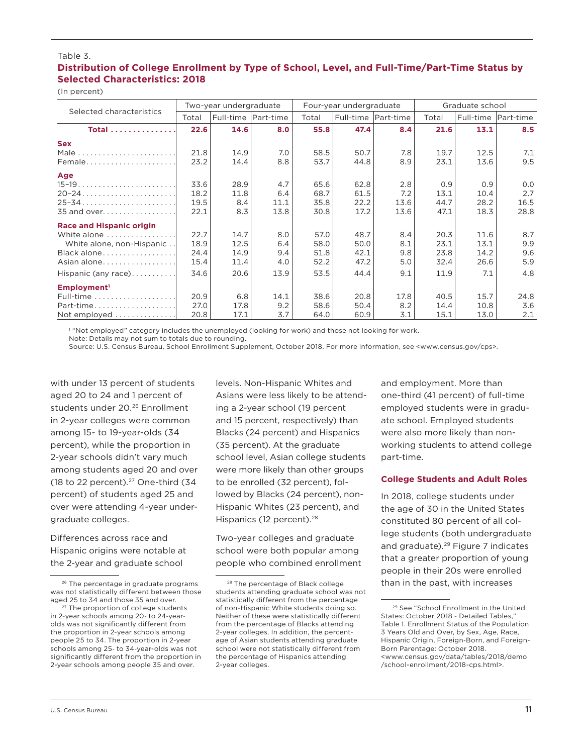Table 3.

**Distribution of College Enrollment by Type of School, Level, and Full-Time/Part-Time Status by Selected Characteristics: 2018**

(In percent)

| Selected characteristics | Two-year undergraduate | | | Four-year undergraduate | | | Graduate school | | |
|---|---|---|---|---|---|---|---|---|---|
| | Total | Full-time | Part-time | Total | Full-time | Part-time | Total | Full-time | Part-time |
| **Total** | **22.6** | **14.6** | **8.0** | **55.8** | **47.4** | **8.4** | **21.6** | **13.1** | **8.5** |
| **Sex** | | | | | | | | | |
| Male | 21.8 | 14.9 | 7.0 | 58.5 | 50.7 | 7.8 | 19.7 | 12.5 | 7.1 |
| Female | 23.2 | 14.4 | 8.8 | 53.7 | 44.8 | 8.9 | 23.1 | 13.6 | 9.5 |
| **Age** | | | | | | | | | |
| 15–19 | 33.6 | 28.9 | 4.7 | 65.6 | 62.8 | 2.8 | 0.9 | 0.9 | 0.0 |
| 20–24 | 18.2 | 11.8 | 6.4 | 68.7 | 61.5 | 7.2 | 13.1 | 10.4 | 2.7 |
| 25–34 | 19.5 | 8.4 | 11.1 | 35.8 | 22.2 | 13.6 | 44.7 | 28.2 | 16.5 |
| 35 and over | 22.1 | 8.3 | 13.8 | 30.8 | 17.2 | 13.6 | 47.1 | 18.3 | 28.8 |
| **Race and Hispanic origin** | | | | | | | | | |
| White alone | 22.7 | 14.7 | 8.0 | 57.0 | 48.7 | 8.4 | 20.3 | 11.6 | 8.7 |
| White alone, non-Hispanic | 18.9 | 12.5 | 6.4 | 58.0 | 50.0 | 8.1 | 23.1 | 13.1 | 9.9 |
| Black alone | 24.4 | 14.9 | 9.4 | 51.8 | 42.1 | 9.8 | 23.8 | 14.2 | 9.6 |
| Asian alone | 15.4 | 11.4 | 4.0 | 52.2 | 47.2 | 5.0 | 32.4 | 26.6 | 5.9 |
| Hispanic (any race) | 34.6 | 20.6 | 13.9 | 53.5 | 44.4 | 9.1 | 11.9 | 7.1 | 4.8 |
| **Employment**[1] | | | | | | | | | |
| Full-time | 20.9 | 6.8 | 14.1 | 38.6 | 20.8 | 17.8 | 40.5 | 15.7 | 24.8 |
| Part-time | 27.0 | 17.8 | 9.2 | 58.6 | 50.4 | 8.2 | 14.4 | 10.8 | 3.6 |
| Not employed | 20.8 | 17.1 | 3.7 | 64.0 | 60.9 | 3.1 | 15.1 | 13.0 | 2.1 |

[1] "Not employed" category includes the unemployed (looking for work) and those not looking for work.

Note: Details may not sum to totals due to rounding.

Source: U.S. Census Bureau, School Enrollment Supplement, October 2018. For more information, see <www.census.gov/cps>.

with under 13 percent of students aged 20 to 24 and 1 percent of students under 20.[26] Enrollment in 2-year colleges were common among 15- to 19-year-olds (34 percent), while the proportion in 2-year schools didn't vary much among students aged 20 and over (18 to 22 percent).[27] One-third (34 percent) of students aged 25 and over were attending 4-year undergraduate colleges.

Differences across race and Hispanic origins were notable at the 2-year and graduate school levels. Non-Hispanic Whites and Asians were less likely to be attending a 2-year school (19 percent and 15 percent, respectively) than Blacks (24 percent) and Hispanics (35 percent). At the graduate school level, Asian college students were more likely than other groups to be enrolled (32 percent), followed by Blacks (24 percent), non-Hispanic Whites (23 percent), and Hispanics (12 percent).[28]

Two-year colleges and graduate school were both popular among people who combined enrollment and employment. More than one-third (41 percent) of full-time employed students were in graduate school. Employed students were also more likely than nonworking students to attend college part-time.

### College Students and Adult Roles

In 2018, college students under the age of 30 in the United States constituted 80 percent of all college students (both undergraduate and graduate).[29] Figure 7 indicates that a greater proportion of young people in their 20s were enrolled than in the past, with increases

[26] The percentage in graduate programs was not statistically different between those aged 25 to 34 and those 35 and over.

[27] The proportion of college students in 2-year schools among 20- to 24-year-olds was not significantly different from the proportion in 2-year schools among people 25 to 34. The proportion in 2-year schools among 25- to 34-year-olds was not significantly different from the proportion in 2-year schools among people 35 and over.

[28] The percentage of Black college students attending graduate school was not statistically different from the percentage of non-Hispanic White students doing so. Neither of these were statistically different from the percentage of Blacks attending 2-year colleges. In addition, the percentage of Asian students attending graduate school were not statistically different from the percentage of Hispanics attending 2-year colleges.

[29] See "School Enrollment in the United States: October 2018 - Detailed Tables," Table 1. Enrollment Status of the Population 3 Years Old and Over, by Sex, Age, Race, Hispanic Origin, Foreign-Born, and Foreign-Born Parentage: October 2018. <www.census.gov/data/tables/2018/demo/school-enrollment/2018-cps.html>.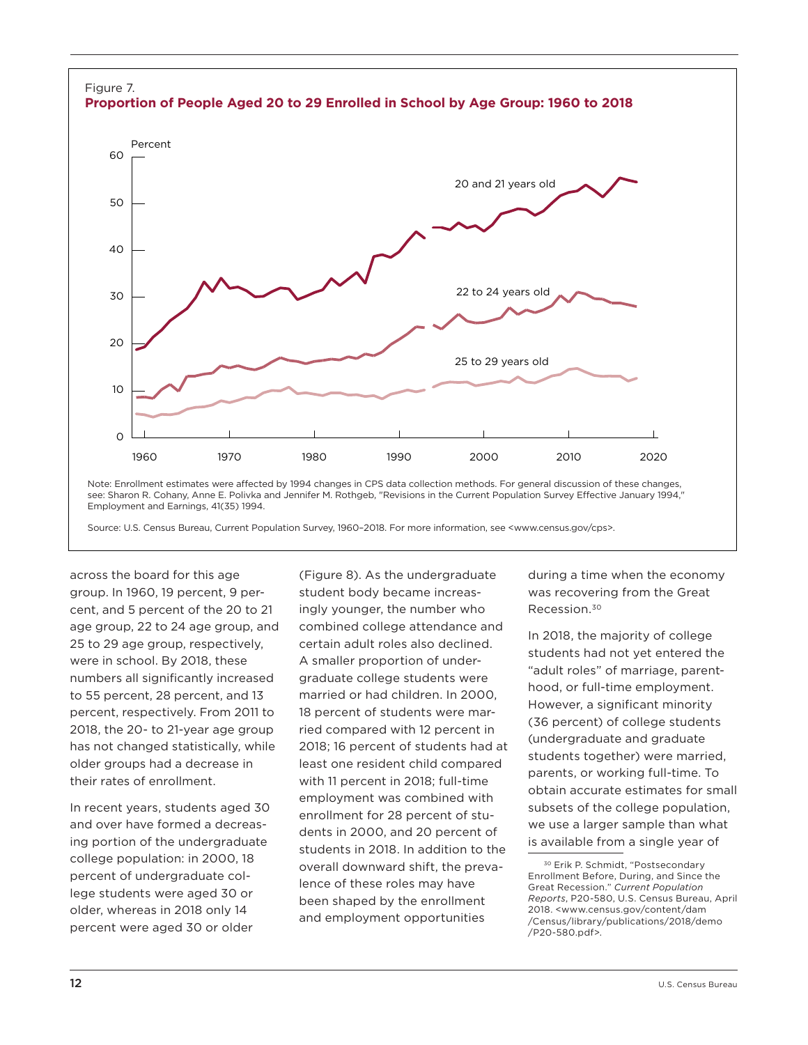Figure 7.
**Proportion of People Aged 20 to 29 Enrolled in School by Age Group: 1960 to 2018**

Note: Enrollment estimates were affected by 1994 changes in CPS data collection methods. For general discussion of these changes, see: Sharon R. Cohany, Anne E. Polivka and Jennifer M. Rothgeb, "Revisions in the Current Population Survey Effective January 1994," Employment and Earnings, 41(35) 1994.

Source: U.S. Census Bureau, Current Population Survey, 1960–2018. For more information, see <www.census.gov/cps>.

across the board for this age group. In 1960, 19 percent, 9 percent, and 5 percent of the 20 to 21 age group, 22 to 24 age group, and 25 to 29 age group, respectively, were in school. By 2018, these numbers all significantly increased to 55 percent, 28 percent, and 13 percent, respectively. From 2011 to 2018, the 20- to 21-year age group has not changed statistically, while older groups had a decrease in their rates of enrollment.

In recent years, students aged 30 and over have formed a decreasing portion of the undergraduate college population: in 2000, 18 percent of undergraduate college students were aged 30 or older, whereas in 2018 only 14 percent were aged 30 or older (Figure 8). As the undergraduate student body became increasingly younger, the number who combined college attendance and certain adult roles also declined. A smaller proportion of undergraduate college students were married or had children. In 2000, 18 percent of students were married compared with 12 percent in 2018; 16 percent of students had at least one resident child compared with 11 percent in 2018; full-time employment was combined with enrollment for 28 percent of students in 2000, and 20 percent of students in 2018. In addition to the overall downward shift, the prevalence of these roles may have been shaped by the enrollment and employment opportunities during a time when the economy was recovering from the Great Recession.[30]

In 2018, the majority of college students had not yet entered the "adult roles" of marriage, parenthood, or full-time employment. However, a significant minority (36 percent) of college students (undergraduate and graduate students together) were married, parents, or working full-time. To obtain accurate estimates for small subsets of the college population, we use a larger sample than what is available from a single year of

[30] Erik P. Schmidt, "Postsecondary Enrollment Before, During, and Since the Great Recession." *Current Population Reports*, P20-580, U.S. Census Bureau, April 2018. <www.census.gov/content/dam/Census/library/publications/2018/demo/P20-580.pdf>.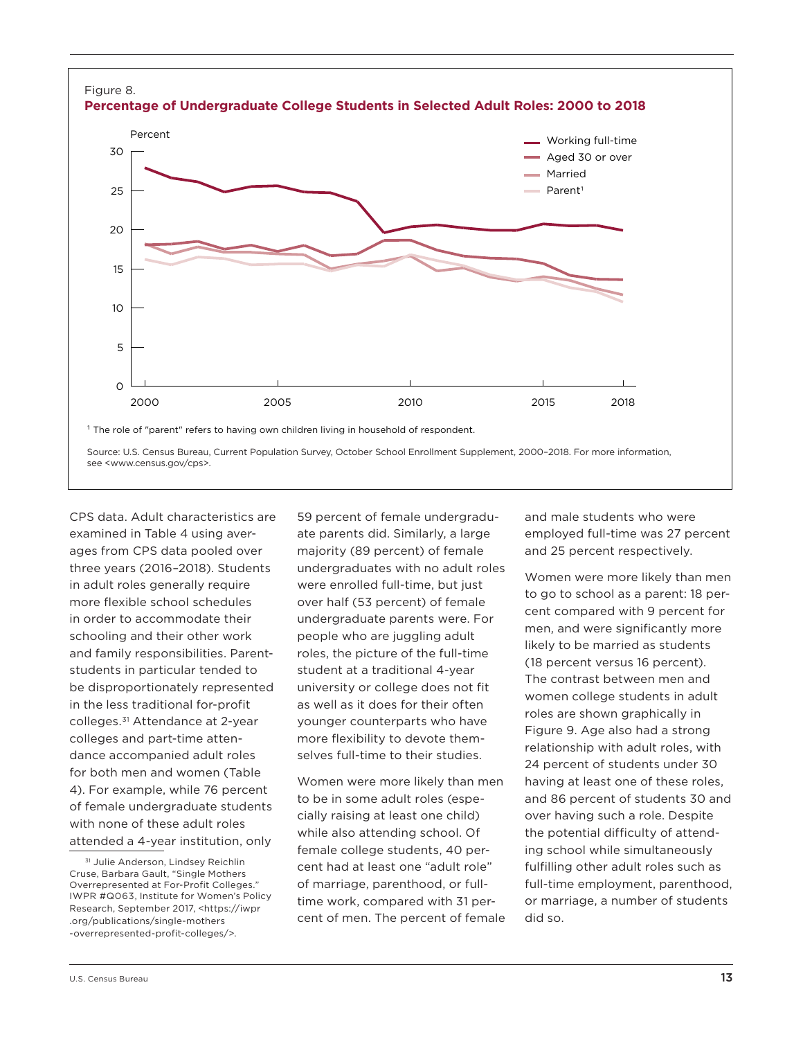Figure 8.

**Percentage of Undergraduate College Students in Selected Adult Roles: 2000 to 2018**

[1] The role of "parent" refers to having own children living in household of respondent.

Source: U.S. Census Bureau, Current Population Survey, October School Enrollment Supplement, 2000–2018. For more information, see <www.census.gov/cps>.

CPS data. Adult characteristics are examined in Table 4 using averages from CPS data pooled over three years (2016–2018). Students in adult roles generally require more flexible school schedules in order to accommodate their schooling and their other work and family responsibilities. Parent-students in particular tended to be disproportionately represented in the less traditional for-profit colleges.[31] Attendance at 2-year colleges and part-time attendance accompanied adult roles for both men and women (Table 4). For example, while 76 percent of female undergraduate students with none of these adult roles attended a 4-year institution, only 59 percent of female undergraduate parents did. Similarly, a large majority (89 percent) of female undergraduates with no adult roles were enrolled full-time, but just over half (53 percent) of female undergraduate parents were. For people who are juggling adult roles, the picture of the full-time student at a traditional 4-year university or college does not fit as well as it does for their often younger counterparts who have more flexibility to devote themselves full-time to their studies.

Women were more likely than men to be in some adult roles (especially raising at least one child) while also attending school. Of female college students, 40 percent had at least one "adult role" of marriage, parenthood, or full-time work, compared with 31 percent of men. The percent of female and male students who were employed full-time was 27 percent and 25 percent respectively.

Women were more likely than men to go to school as a parent: 18 percent compared with 9 percent for men, and were significantly more likely to be married as students (18 percent versus 16 percent). The contrast between men and women college students in adult roles are shown graphically in Figure 9. Age also had a strong relationship with adult roles, with 24 percent of students under 30 having at least one of these roles, and 86 percent of students 30 and over having such a role. Despite the potential difficulty of attending school while simultaneously fulfilling other adult roles such as full-time employment, parenthood, or marriage, a number of students did so.

[31] Julie Anderson, Lindsey Reichlin Cruse, Barbara Gault, "Single Mothers Overrepresented at For-Profit Colleges." IWPR #Q063, Institute for Women's Policy Research, September 2017, <https://iwpr.org/publications/single-mothers-overrepresented-profit-colleges/>.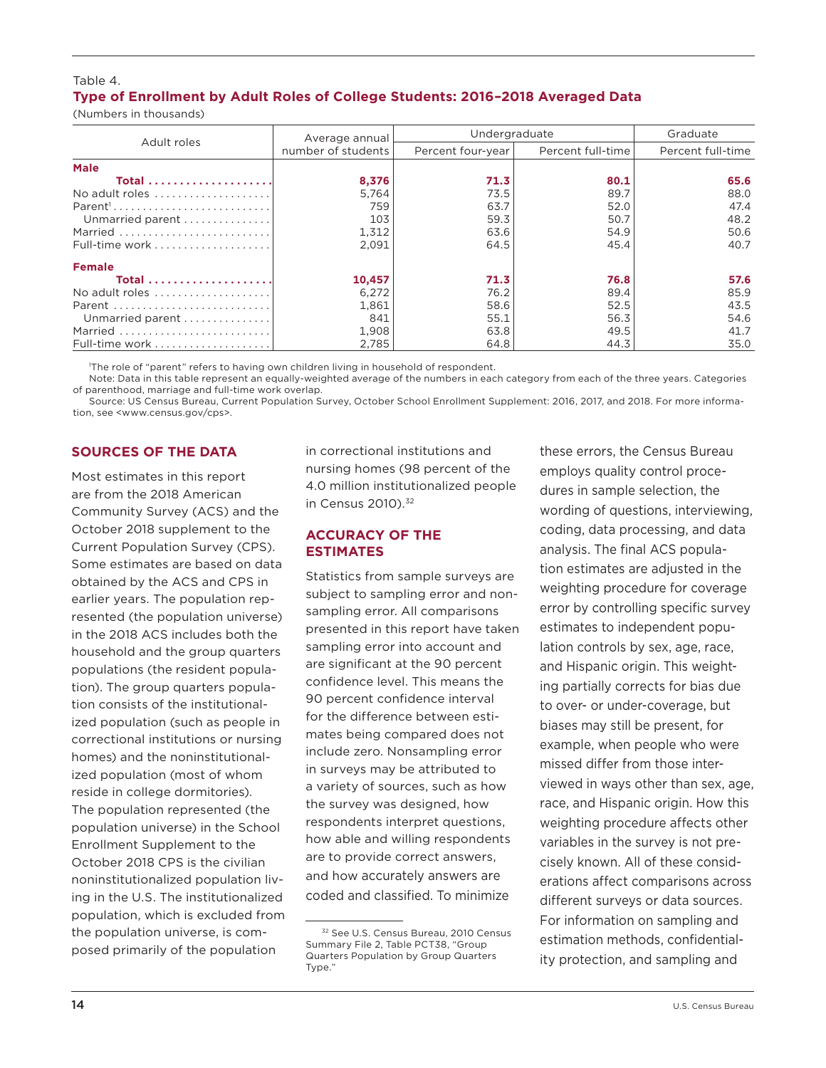Table 4.

**Type of Enrollment by Adult Roles of College Students: 2016–2018 Averaged Data**

(Numbers in thousands)

| Adult roles | Average annual number of students | Undergraduate | | Graduate |
|---|---|---|---|---|
| | | Percent four-year | Percent full-time | Percent full-time |
| **Male** | | | | |
| **Total** | **8,376** | **71.3** | **80.1** | **65.6** |
| No adult roles | 5,764 | 73.5 | 89.7 | 88.0 |
| Parent[1] | 759 | 63.7 | 52.0 | 47.4 |
| Unmarried parent | 103 | 59.3 | 50.7 | 48.2 |
| Married | 1,312 | 63.6 | 54.9 | 50.6 |
| Full-time work | 2,091 | 64.5 | 45.4 | 40.7 |
| **Female** | | | | |
| **Total** | **10,457** | **71.3** | **76.8** | **57.6** |
| No adult roles | 6,272 | 76.2 | 89.4 | 85.9 |
| Parent | 1,861 | 58.6 | 52.5 | 43.5 |
| Unmarried parent | 841 | 55.1 | 56.3 | 54.6 |
| Married | 1,908 | 63.8 | 49.5 | 41.7 |
| Full-time work | 2,785 | 64.8 | 44.3 | 35.0 |

[1]The role of "parent" refers to having own children living in household of respondent.

Note: Data in this table represent an equally-weighted average of the numbers in each category from each of the three years. Categories of parenthood, marriage and full-time work overlap.

Source: US Census Bureau, Current Population Survey, October School Enrollment Supplement: 2016, 2017, and 2018. For more information, see <www.census.gov/cps>.

## SOURCES OF THE DATA

Most estimates in this report are from the 2018 American Community Survey (ACS) and the October 2018 supplement to the Current Population Survey (CPS). Some estimates are based on data obtained by the ACS and CPS in earlier years. The population represented (the population universe) in the 2018 ACS includes both the household and the group quarters populations (the resident population). The group quarters population consists of the institutionalized population (such as people in correctional institutions or nursing homes) and the noninstitutionalized population (most of whom reside in college dormitories). The population represented (the population universe) in the School Enrollment Supplement to the October 2018 CPS is the civilian noninstitutionalized population living in the U.S. The institutionalized population, which is excluded from the population universe, is composed primarily of the population in correctional institutions and nursing homes (98 percent of the 4.0 million institutionalized people in Census 2010).[32]

## ACCURACY OF THE ESTIMATES

Statistics from sample surveys are subject to sampling error and nonsampling error. All comparisons presented in this report have taken sampling error into account and are significant at the 90 percent confidence level. This means the 90 percent confidence interval for the difference between estimates being compared does not include zero. Nonsampling error in surveys may be attributed to a variety of sources, such as how the survey was designed, how respondents interpret questions, how able and willing respondents are to provide correct answers, and how accurately answers are coded and classified. To minimize these errors, the Census Bureau employs quality control procedures in sample selection, the wording of questions, interviewing, coding, data processing, and data analysis. The final ACS population estimates are adjusted in the weighting procedure for coverage error by controlling specific survey estimates to independent population controls by sex, age, race, and Hispanic origin. This weighting partially corrects for bias due to over- or under-coverage, but biases may still be present, for example, when people who were missed differ from those interviewed in ways other than sex, age, race, and Hispanic origin. How this weighting procedure affects other variables in the survey is not precisely known. All of these considerations affect comparisons across different surveys or data sources. For information on sampling and estimation methods, confidentiality protection, and sampling and

[32] See U.S. Census Bureau, 2010 Census Summary File 2, Table PCT38, "Group Quarters Population by Group Quarters Type."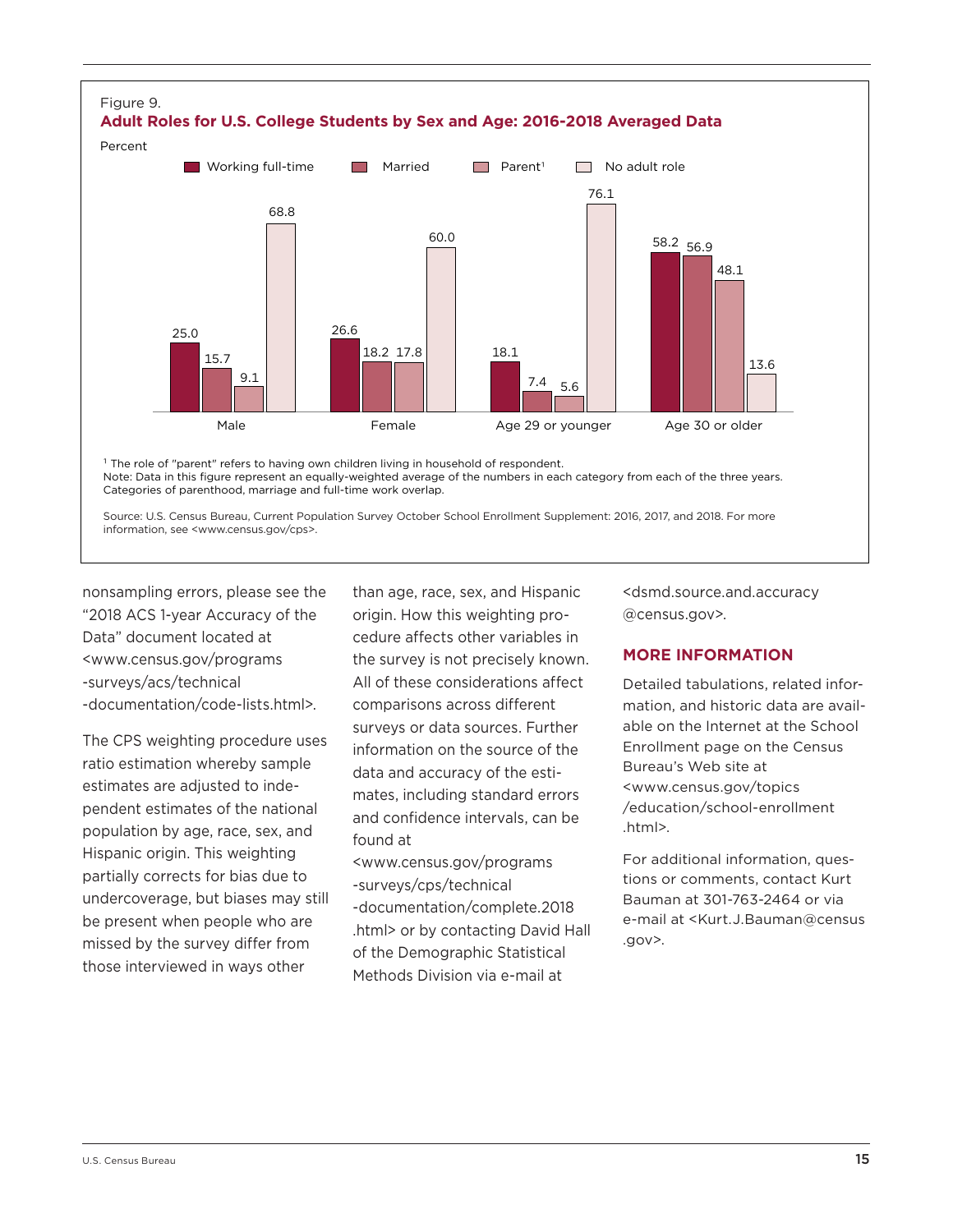Figure 9.

**Adult Roles for U.S. College Students by Sex and Age: 2016-2018 Averaged Data**

Percent

Working full-time
Married
Parent[1]
No adult role

Male
25.0
15.7
9.1
68.8

Female
26.6
18.2
17.8
60.0

Age 29 or younger
18.1
7.4
5.6
76.1

Age 30 or older
58.2
56.9
48.1
13.6

[1] The role of "parent" refers to having own children living in household of respondent.
Note: Data in this figure represent an equally-weighted average of the numbers in each category from each of the three years. Categories of parenthood, marriage and full-time work overlap.

Source: U.S. Census Bureau, Current Population Survey October School Enrollment Supplement: 2016, 2017, and 2018. For more information, see <www.census.gov/cps>.

nonsampling errors, please see the "2018 ACS 1-year Accuracy of the Data" document located at <www.census.gov/programs-surveys/acs/technical-documentation/code-lists.html>.

The CPS weighting procedure uses ratio estimation whereby sample estimates are adjusted to independent estimates of the national population by age, race, sex, and Hispanic origin. This weighting partially corrects for bias due to undercoverage, but biases may still be present when people who are missed by the survey differ from those interviewed in ways other than age, race, sex, and Hispanic origin. How this weighting procedure affects other variables in the survey is not precisely known. All of these considerations affect comparisons across different surveys or data sources. Further information on the source of the data and accuracy of the estimates, including standard errors and confidence intervals, can be found at <www.census.gov/programs-surveys/cps/technical-documentation/complete.2018.html> or by contacting David Hall of the Demographic Statistical Methods Division via e-mail at <dsmd.source.and.accuracy@census.gov>.

## MORE INFORMATION

Detailed tabulations, related information, and historic data are available on the Internet at the School Enrollment page on the Census Bureau's Web site at <www.census.gov/topics/education/school-enrollment.html>.

For additional information, questions or comments, contact Kurt Bauman at 301-763-2464 or via e-mail at <Kurt.J.Bauman@census.gov>.